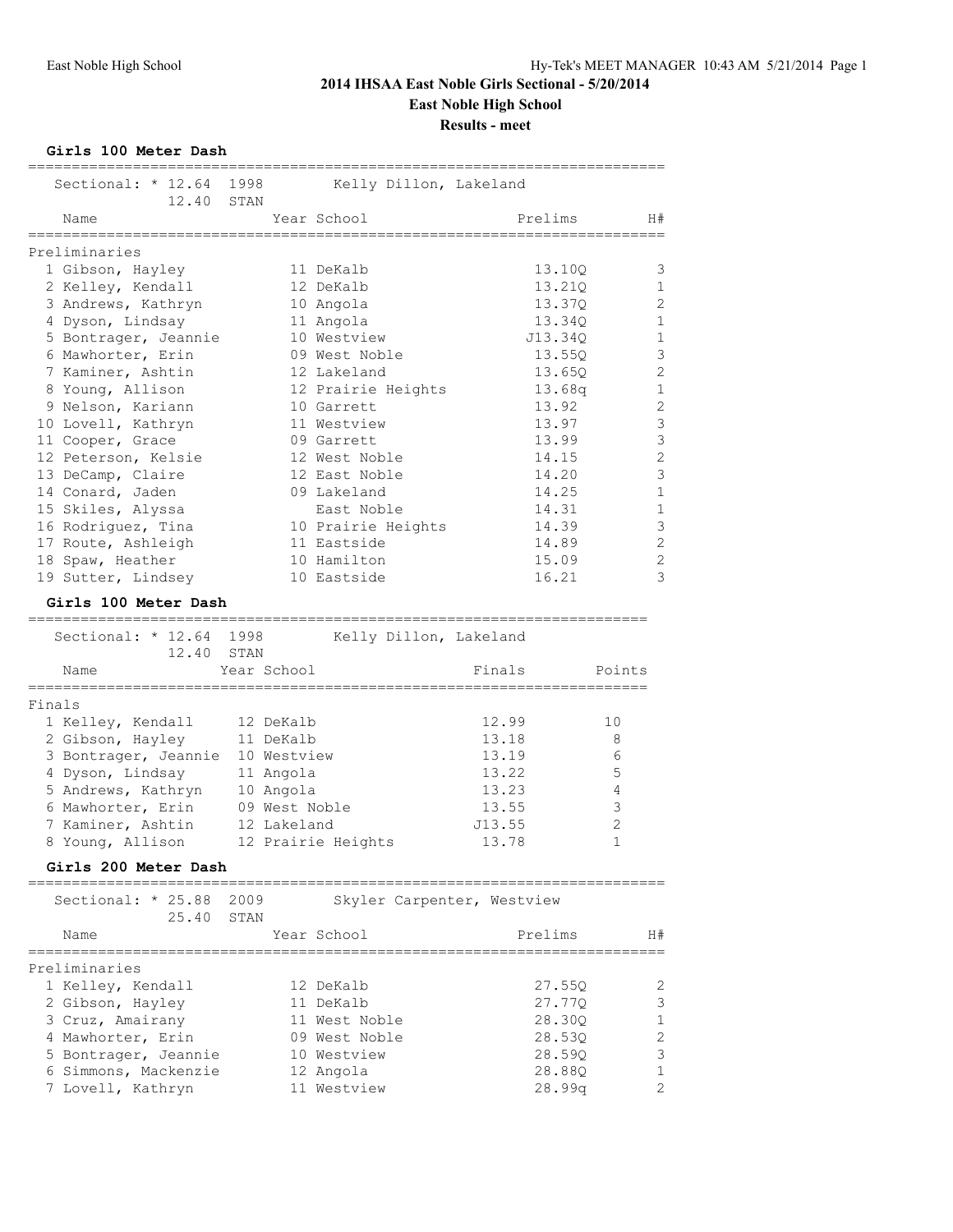# 2014 IHSAA East Noble Girls Sectional - 5/20/2014

**East Noble High School**

**Results - meet**

### Girls 100 Meter Dash

Sectional: * 12.64 1998 Kelly Dillon, Lakeland
12.40 STAN

Preliminaries

| | Name | Year | School | Prelims | H# |
|---|---|---|---|---|---|
| 1 | Gibson, Hayley | 11 | DeKalb | 13.10Q | 3 |
| 2 | Kelley, Kendall | 12 | DeKalb | 13.21Q | 1 |
| 3 | Andrews, Kathryn | 10 | Angola | 13.37Q | 2 |
| 4 | Dyson, Lindsay | 11 | Angola | 13.34Q | 1 |
| 5 | Bontrager, Jeannie | 10 | Westview | J13.34Q | 1 |
| 6 | Mawhorter, Erin | 09 | West Noble | 13.55Q | 3 |
| 7 | Kaminer, Ashtin | 12 | Lakeland | 13.65Q | 2 |
| 8 | Young, Allison | 12 | Prairie Heights | 13.68q | 1 |
| 9 | Nelson, Kariann | 10 | Garrett | 13.92 | 2 |
| 10 | Lovell, Kathryn | 11 | Westview | 13.97 | 3 |
| 11 | Cooper, Grace | 09 | Garrett | 13.99 | 3 |
| 12 | Peterson, Kelsie | 12 | West Noble | 14.15 | 2 |
| 13 | DeCamp, Claire | 12 | East Noble | 14.20 | 3 |
| 14 | Conard, Jaden | 09 | Lakeland | 14.25 | 1 |
| 15 | Skiles, Alyssa | | East Noble | 14.31 | 1 |
| 16 | Rodriguez, Tina | 10 | Prairie Heights | 14.39 | 3 |
| 17 | Route, Ashleigh | 11 | Eastside | 14.89 | 2 |
| 18 | Spaw, Heather | 10 | Hamilton | 15.09 | 2 |
| 19 | Sutter, Lindsey | 10 | Eastside | 16.21 | 3 |

### Girls 100 Meter Dash

Sectional: * 12.64 1998 Kelly Dillon, Lakeland
12.40 STAN

Finals

| | Name | Year | School | Finals | Points |
|---|---|---|---|---|---|
| 1 | Kelley, Kendall | 12 | DeKalb | 12.99 | 10 |
| 2 | Gibson, Hayley | 11 | DeKalb | 13.18 | 8 |
| 3 | Bontrager, Jeannie | 10 | Westview | 13.19 | 6 |
| 4 | Dyson, Lindsay | 11 | Angola | 13.22 | 5 |
| 5 | Andrews, Kathryn | 10 | Angola | 13.23 | 4 |
| 6 | Mawhorter, Erin | 09 | West Noble | 13.55 | 3 |
| 7 | Kaminer, Ashtin | 12 | Lakeland | J13.55 | 2 |
| 8 | Young, Allison | 12 | Prairie Heights | 13.78 | 1 |

### Girls 200 Meter Dash

Sectional: * 25.88 2009 Skyler Carpenter, Westview
25.40 STAN

Preliminaries

| | Name | Year | School | Prelims | H# |
|---|---|---|---|---|---|
| 1 | Kelley, Kendall | 12 | DeKalb | 27.55Q | 2 |
| 2 | Gibson, Hayley | 11 | DeKalb | 27.77Q | 3 |
| 3 | Cruz, Amairany | 11 | West Noble | 28.30Q | 1 |
| 4 | Mawhorter, Erin | 09 | West Noble | 28.53Q | 2 |
| 5 | Bontrager, Jeannie | 10 | Westview | 28.59Q | 3 |
| 6 | Simmons, Mackenzie | 12 | Angola | 28.88Q | 1 |
| 7 | Lovell, Kathryn | 11 | Westview | 28.99q | 2 |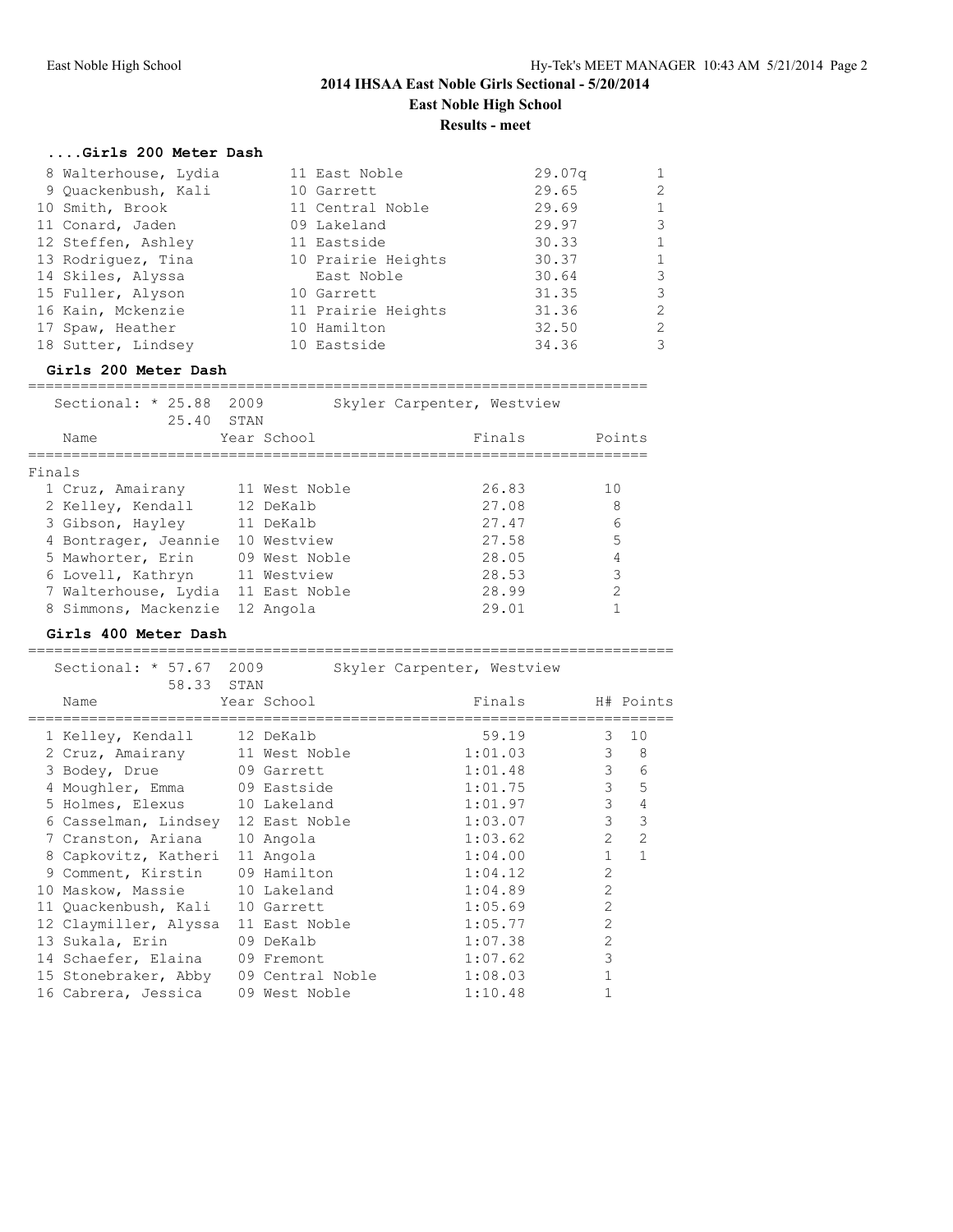# 2014 IHSAA East Noble Girls Sectional - 5/20/2014

**East Noble High School**

**Results - meet**

### ....Girls 200 Meter Dash

| Place | Name | Year | School | Finals | H# |
|---|---|---|---|---|---|
| 8 | Walterhouse, Lydia | 11 | East Noble | 29.07q | 1 |
| 9 | Quackenbush, Kali | 10 | Garrett | 29.65 | 2 |
| 10 | Smith, Brook | 11 | Central Noble | 29.69 | 1 |
| 11 | Conard, Jaden | 09 | Lakeland | 29.97 | 3 |
| 12 | Steffen, Ashley | 11 | Eastside | 30.33 | 1 |
| 13 | Rodriguez, Tina | 10 | Prairie Heights | 30.37 | 1 |
| 14 | Skiles, Alyssa | | East Noble | 30.64 | 3 |
| 15 | Fuller, Alyson | 10 | Garrett | 31.35 | 3 |
| 16 | Kain, Mckenzie | 11 | Prairie Heights | 31.36 | 2 |
| 17 | Spaw, Heather | 10 | Hamilton | 32.50 | 2 |
| 18 | Sutter, Lindsey | 10 | Eastside | 34.36 | 3 |

### Girls 200 Meter Dash

Sectional: * 25.88 2009 Skyler Carpenter, Westview
25.40 STAN

Finals

| Place | Name | Year | School | Finals | Points |
|---|---|---|---|---|---|
| 1 | Cruz, Amairany | 11 | West Noble | 26.83 | 10 |
| 2 | Kelley, Kendall | 12 | DeKalb | 27.08 | 8 |
| 3 | Gibson, Hayley | 11 | DeKalb | 27.47 | 6 |
| 4 | Bontrager, Jeannie | 10 | Westview | 27.58 | 5 |
| 5 | Mawhorter, Erin | 09 | West Noble | 28.05 | 4 |
| 6 | Lovell, Kathryn | 11 | Westview | 28.53 | 3 |
| 7 | Walterhouse, Lydia | 11 | East Noble | 28.99 | 2 |
| 8 | Simmons, Mackenzie | 12 | Angola | 29.01 | 1 |

### Girls 400 Meter Dash

Sectional: * 57.67 2009 Skyler Carpenter, Westview
58.33 STAN

| Place | Name | Year | School | Finals | H# | Points |
|---|---|---|---|---|---|---|
| 1 | Kelley, Kendall | 12 | DeKalb | 59.19 | 3 | 10 |
| 2 | Cruz, Amairany | 11 | West Noble | 1:01.03 | 3 | 8 |
| 3 | Bodey, Drue | 09 | Garrett | 1:01.48 | 3 | 6 |
| 4 | Moughler, Emma | 09 | Eastside | 1:01.75 | 3 | 5 |
| 5 | Holmes, Elexus | 10 | Lakeland | 1:01.97 | 3 | 4 |
| 6 | Casselman, Lindsey | 12 | East Noble | 1:03.07 | 3 | 3 |
| 7 | Cranston, Ariana | 10 | Angola | 1:03.62 | 2 | 2 |
| 8 | Capkovitz, Katheri | 11 | Angola | 1:04.00 | 1 | 1 |
| 9 | Comment, Kirstin | 09 | Hamilton | 1:04.12 | 2 | |
| 10 | Maskow, Massie | 10 | Lakeland | 1:04.89 | 2 | |
| 11 | Quackenbush, Kali | 10 | Garrett | 1:05.69 | 2 | |
| 12 | Claymiller, Alyssa | 11 | East Noble | 1:05.77 | 2 | |
| 13 | Sukala, Erin | 09 | DeKalb | 1:07.38 | 2 | |
| 14 | Schaefer, Elaina | 09 | Fremont | 1:07.62 | 3 | |
| 15 | Stonebraker, Abby | 09 | Central Noble | 1:08.03 | 1 | |
| 16 | Cabrera, Jessica | 09 | West Noble | 1:10.48 | 1 | |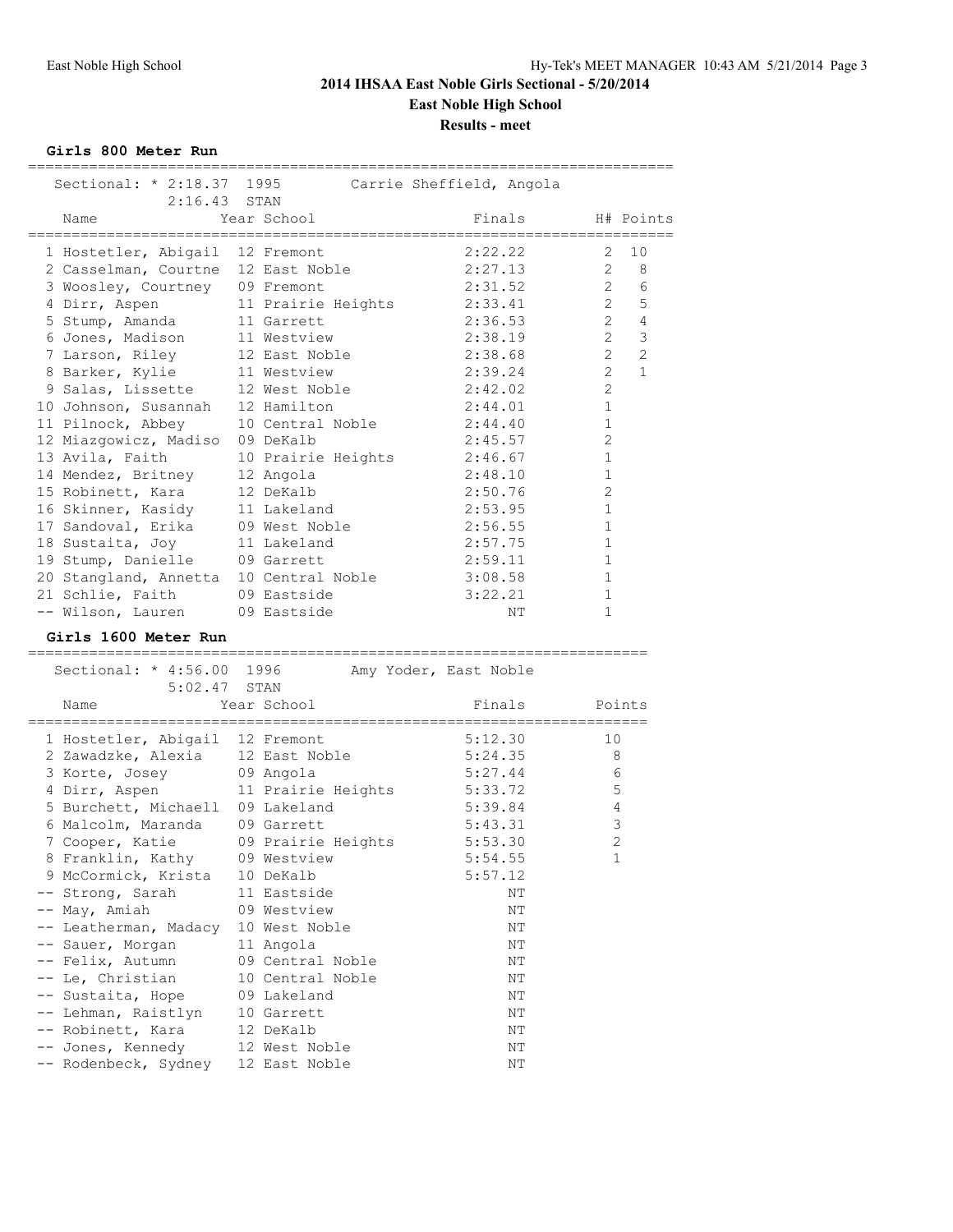# 2014 IHSAA East Noble Girls Sectional - 5/20/2014

## East Noble High School

### Results - meet

**Girls 800 Meter Run**

Sectional: * 2:18.37 1995 Carrie Sheffield, Angola
2:16.43 STAN

| Place | Name | Year | School | Finals | H# | Points |
|---|---|---|---|---|---|---|
| 1 | Hostetler, Abigail | 12 | Fremont | 2:22.22 | 2 | 10 |
| 2 | Casselman, Courtne | 12 | East Noble | 2:27.13 | 2 | 8 |
| 3 | Woosley, Courtney | 09 | Fremont | 2:31.52 | 2 | 6 |
| 4 | Dirr, Aspen | 11 | Prairie Heights | 2:33.41 | 2 | 5 |
| 5 | Stump, Amanda | 11 | Garrett | 2:36.53 | 2 | 4 |
| 6 | Jones, Madison | 11 | Westview | 2:38.19 | 2 | 3 |
| 7 | Larson, Riley | 12 | East Noble | 2:38.68 | 2 | 2 |
| 8 | Barker, Kylie | 11 | Westview | 2:39.24 | 2 | 1 |
| 9 | Salas, Lissette | 12 | West Noble | 2:42.02 | 2 | |
| 10 | Johnson, Susannah | 12 | Hamilton | 2:44.01 | 1 | |
| 11 | Pilnock, Abbey | 10 | Central Noble | 2:44.40 | 1 | |
| 12 | Miazgowicz, Madiso | 09 | DeKalb | 2:45.57 | 2 | |
| 13 | Avila, Faith | 10 | Prairie Heights | 2:46.67 | 1 | |
| 14 | Mendez, Britney | 12 | Angola | 2:48.10 | 1 | |
| 15 | Robinett, Kara | 12 | DeKalb | 2:50.76 | 2 | |
| 16 | Skinner, Kasidy | 11 | Lakeland | 2:53.95 | 1 | |
| 17 | Sandoval, Erika | 09 | West Noble | 2:56.55 | 1 | |
| 18 | Sustaita, Joy | 11 | Lakeland | 2:57.75 | 1 | |
| 19 | Stump, Danielle | 09 | Garrett | 2:59.11 | 1 | |
| 20 | Stangland, Annetta | 10 | Central Noble | 3:08.58 | 1 | |
| 21 | Schlie, Faith | 09 | Eastside | 3:22.21 | 1 | |
| -- | Wilson, Lauren | 09 | Eastside | NT | 1 | |

**Girls 1600 Meter Run**

Sectional: * 4:56.00 1996 Amy Yoder, East Noble
5:02.47 STAN

| Place | Name | Year | School | Finals | Points |
|---|---|---|---|---|---|
| 1 | Hostetler, Abigail | 12 | Fremont | 5:12.30 | 10 |
| 2 | Zawadzke, Alexia | 12 | East Noble | 5:24.35 | 8 |
| 3 | Korte, Josey | 09 | Angola | 5:27.44 | 6 |
| 4 | Dirr, Aspen | 11 | Prairie Heights | 5:33.72 | 5 |
| 5 | Burchett, Michaell | 09 | Lakeland | 5:39.84 | 4 |
| 6 | Malcolm, Maranda | 09 | Garrett | 5:43.31 | 3 |
| 7 | Cooper, Katie | 09 | Prairie Heights | 5:53.30 | 2 |
| 8 | Franklin, Kathy | 09 | Westview | 5:54.55 | 1 |
| 9 | McCormick, Krista | 10 | DeKalb | 5:57.12 | |
| -- | Strong, Sarah | 11 | Eastside | NT | |
| -- | May, Amiah | 09 | Westview | NT | |
| -- | Leatherman, Madacy | 10 | West Noble | NT | |
| -- | Sauer, Morgan | 11 | Angola | NT | |
| -- | Felix, Autumn | 09 | Central Noble | NT | |
| -- | Le, Christian | 10 | Central Noble | NT | |
| -- | Sustaita, Hope | 09 | Lakeland | NT | |
| -- | Lehman, Raistlyn | 10 | Garrett | NT | |
| -- | Robinett, Kara | 12 | DeKalb | NT | |
| -- | Jones, Kennedy | 12 | West Noble | NT | |
| -- | Rodenbeck, Sydney | 12 | East Noble | NT | |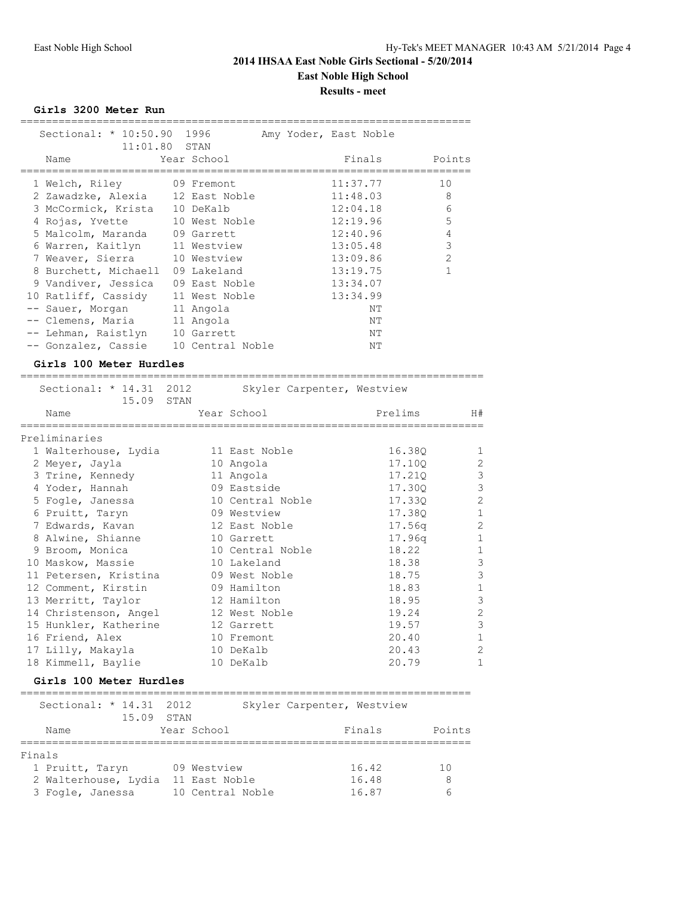# 2014 IHSAA East Noble Girls Sectional - 5/20/2014

**East Noble High School**

**Results - meet**

### Girls 3200 Meter Run

Sectional: * 10:50.90 1996 Amy Yoder, East Noble
11:01.80 STAN

| | Name | Year | School | Finals | Points |
|---|---|---|---|---|---|
| 1 | Welch, Riley | 09 | Fremont | 11:37.77 | 10 |
| 2 | Zawadzke, Alexia | 12 | East Noble | 11:48.03 | 8 |
| 3 | McCormick, Krista | 10 | DeKalb | 12:04.18 | 6 |
| 4 | Rojas, Yvette | 10 | West Noble | 12:19.96 | 5 |
| 5 | Malcolm, Maranda | 09 | Garrett | 12:40.96 | 4 |
| 6 | Warren, Kaitlyn | 11 | Westview | 13:05.48 | 3 |
| 7 | Weaver, Sierra | 10 | Westview | 13:09.86 | 2 |
| 8 | Burchett, Michaell | 09 | Lakeland | 13:19.75 | 1 |
| 9 | Vandiver, Jessica | 09 | East Noble | 13:34.07 | |
| 10 | Ratliff, Cassidy | 11 | West Noble | 13:34.99 | |
| -- | Sauer, Morgan | 11 | Angola | NT | |
| -- | Clemens, Maria | 11 | Angola | NT | |
| -- | Lehman, Raistlyn | 10 | Garrett | NT | |
| -- | Gonzalez, Cassie | 10 | Central Noble | NT | |

### Girls 100 Meter Hurdles

Sectional: * 14.31 2012 Skyler Carpenter, Westview
15.09 STAN

Preliminaries

| | Name | Year | School | Prelims | H# |
|---|---|---|---|---|---|
| 1 | Walterhouse, Lydia | 11 | East Noble | 16.38Q | 1 |
| 2 | Meyer, Jayla | 10 | Angola | 17.10Q | 2 |
| 3 | Trine, Kennedy | 11 | Angola | 17.21Q | 3 |
| 4 | Yoder, Hannah | 09 | Eastside | 17.30Q | 3 |
| 5 | Fogle, Janessa | 10 | Central Noble | 17.33Q | 2 |
| 6 | Pruitt, Taryn | 09 | Westview | 17.38Q | 1 |
| 7 | Edwards, Kavan | 12 | East Noble | 17.56q | 2 |
| 8 | Alwine, Shianne | 10 | Garrett | 17.96q | 1 |
| 9 | Broom, Monica | 10 | Central Noble | 18.22 | 1 |
| 10 | Maskow, Massie | 10 | Lakeland | 18.38 | 3 |
| 11 | Petersen, Kristina | 09 | West Noble | 18.75 | 3 |
| 12 | Comment, Kirstin | 09 | Hamilton | 18.83 | 1 |
| 13 | Merritt, Taylor | 12 | Hamilton | 18.95 | 3 |
| 14 | Christenson, Angel | 12 | West Noble | 19.24 | 2 |
| 15 | Hunkler, Katherine | 12 | Garrett | 19.57 | 3 |
| 16 | Friend, Alex | 10 | Fremont | 20.40 | 1 |
| 17 | Lilly, Makayla | 10 | DeKalb | 20.43 | 2 |
| 18 | Kimmell, Baylie | 10 | DeKalb | 20.79 | 1 |

### Girls 100 Meter Hurdles

Sectional: * 14.31 2012 Skyler Carpenter, Westview
15.09 STAN

Finals

| | Name | Year | School | Finals | Points |
|---|---|---|---|---|---|
| 1 | Pruitt, Taryn | 09 | Westview | 16.42 | 10 |
| 2 | Walterhouse, Lydia | 11 | East Noble | 16.48 | 8 |
| 3 | Fogle, Janessa | 10 | Central Noble | 16.87 | 6 |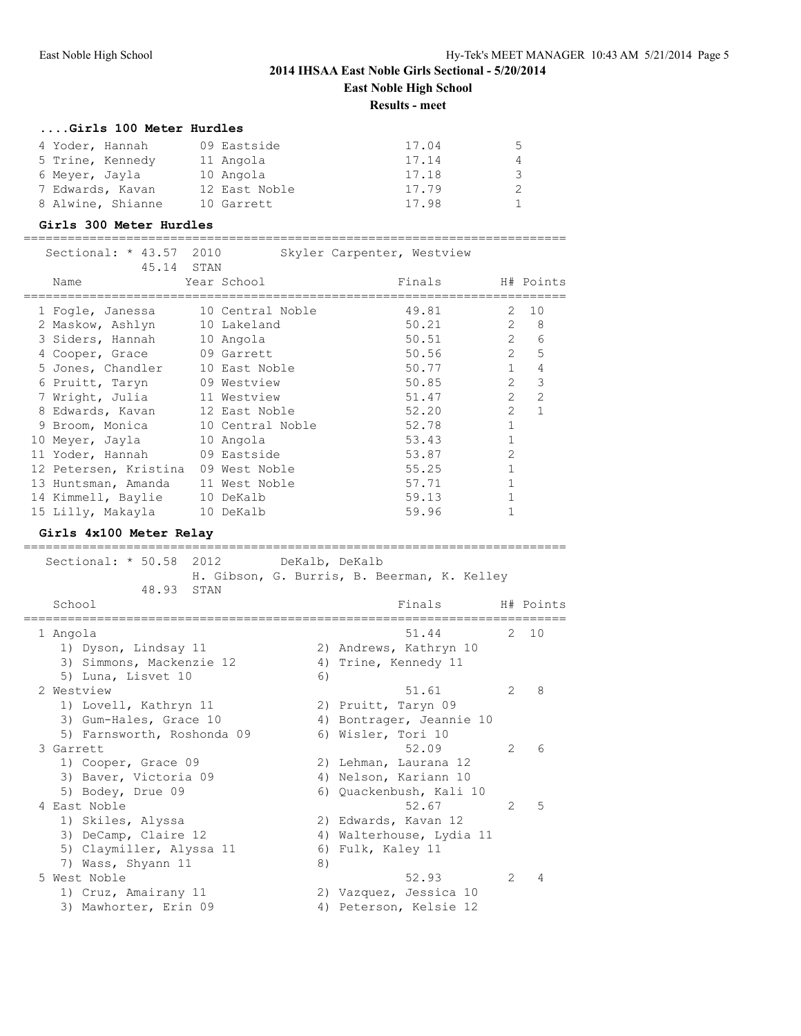# 2014 IHSAA East Noble Girls Sectional - 5/20/2014

**East Noble High School**

**Results - meet**

### ....Girls 100 Meter Hurdles

| Name | Year | School | Finals | Points |
|---|---|---|---|---|
| 4 Yoder, Hannah | 09 | Eastside | 17.04 | 5 |
| 5 Trine, Kennedy | 11 | Angola | 17.14 | 4 |
| 6 Meyer, Jayla | 10 | Angola | 17.18 | 3 |
| 7 Edwards, Kavan | 12 | East Noble | 17.79 | 2 |
| 8 Alwine, Shianne | 10 | Garrett | 17.98 | 1 |

### Girls 300 Meter Hurdles

Sectional: * 43.57 2010 Skyler Carpenter, Westview
45.14 STAN

| Name | Year | School | Finals | H# | Points |
|---|---|---|---|---|---|
| 1 Fogle, Janessa | 10 | Central Noble | 49.81 | 2 | 10 |
| 2 Maskow, Ashlyn | 10 | Lakeland | 50.21 | 2 | 8 |
| 3 Siders, Hannah | 10 | Angola | 50.51 | 2 | 6 |
| 4 Cooper, Grace | 09 | Garrett | 50.56 | 2 | 5 |
| 5 Jones, Chandler | 10 | East Noble | 50.77 | 1 | 4 |
| 6 Pruitt, Taryn | 09 | Westview | 50.85 | 2 | 3 |
| 7 Wright, Julia | 11 | Westview | 51.47 | 2 | 2 |
| 8 Edwards, Kavan | 12 | East Noble | 52.20 | 2 | 1 |
| 9 Broom, Monica | 10 | Central Noble | 52.78 | 1 | |
| 10 Meyer, Jayla | 10 | Angola | 53.43 | 1 | |
| 11 Yoder, Hannah | 09 | Eastside | 53.87 | 2 | |
| 12 Petersen, Kristina | 09 | West Noble | 55.25 | 1 | |
| 13 Huntsman, Amanda | 11 | West Noble | 57.71 | 1 | |
| 14 Kimmell, Baylie | 10 | DeKalb | 59.13 | 1 | |
| 15 Lilly, Makayla | 10 | DeKalb | 59.96 | 1 | |

### Girls 4x100 Meter Relay

Sectional: * 50.58 2012 DeKalb, DeKalb
H. Gibson, G. Burris, B. Beerman, K. Kelley
48.93 STAN

| School | Finals | H# | Points |
|---|---|---|---|
| 1 Angola | 51.44 | 2 | 10 |
| 1) Dyson, Lindsay 11; 2) Andrews, Kathryn 10; 3) Simmons, Mackenzie 12; 4) Trine, Kennedy 11; 5) Luna, Lisvet 10; 6) | | | |
| 2 Westview | 51.61 | 2 | 8 |
| 1) Lovell, Kathryn 11; 2) Pruitt, Taryn 09; 3) Gum-Hales, Grace 10; 4) Bontrager, Jeannie 10; 5) Farnsworth, Roshonda 09; 6) Wisler, Tori 10 | | | |
| 3 Garrett | 52.09 | 2 | 6 |
| 1) Cooper, Grace 09; 2) Lehman, Laurana 12; 3) Baver, Victoria 09; 4) Nelson, Kariann 10; 5) Bodey, Drue 09; 6) Quackenbush, Kali 10 | | | |
| 4 East Noble | 52.67 | 2 | 5 |
| 1) Skiles, Alyssa; 2) Edwards, Kavan 12; 3) DeCamp, Claire 12; 4) Walterhouse, Lydia 11; 5) Claymiller, Alyssa 11; 6) Fulk, Kaley 11; 7) Wass, Shyann 11; 8) | | | |
| 5 West Noble | 52.93 | 2 | 4 |
| 1) Cruz, Amairany 11; 2) Vazquez, Jessica 10; 3) Mawhorter, Erin 09; 4) Peterson, Kelsie 12 | | | |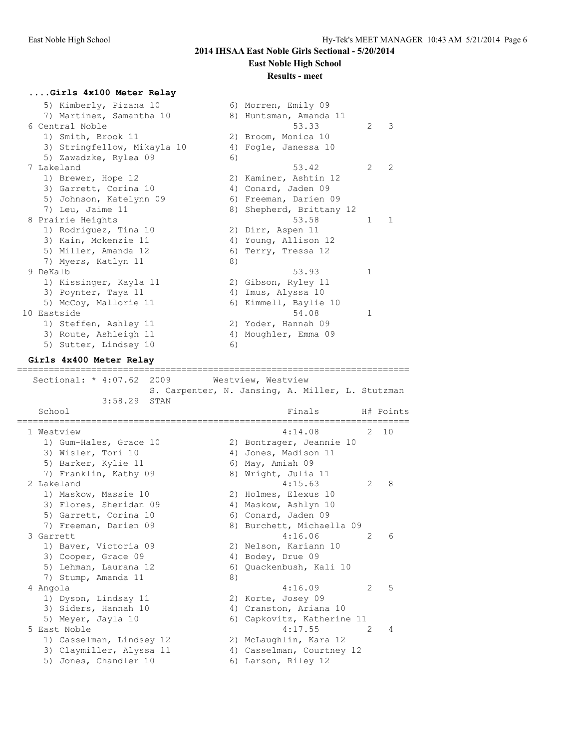# 2014 IHSAA East Noble Girls Sectional - 5/20/2014

**East Noble High School**

**Results - meet**

### ....Girls 4x100 Meter Relay

```
    5) Kimberly, Pizana 10            6) Morren, Emily 09
    7) Martinez, Samantha 10          8) Huntsman, Amanda 11
  6 Central Noble                              53.33         2   3
    1) Smith, Brook 11                2) Broom, Monica 10
    3) Stringfellow, Mikayla 10       4) Fogle, Janessa 10
    5) Zawadzke, Rylea 09             6)
  7 Lakeland                                   53.42         2   2
    1) Brewer, Hope 12                2) Kaminer, Ashtin 12
    3) Garrett, Corina 10             4) Conard, Jaden 09
    5) Johnson, Katelynn 09           6) Freeman, Darien 09
    7) Leu, Jaime 11                  8) Shepherd, Brittany 12
  8 Prairie Heights                            53.58         1   1
    1) Rodriguez, Tina 10             2) Dirr, Aspen 11
    3) Kain, Mckenzie 11              4) Young, Allison 12
    5) Miller, Amanda 12              6) Terry, Tressa 12
    7) Myers, Katlyn 11               8)
  9 DeKalb                                     53.93         1
    1) Kissinger, Kayla 11            2) Gibson, Ryley 11
    3) Poynter, Taya 11               4) Imus, Alyssa 10
    5) McCoy, Mallorie 11             6) Kimmell, Baylie 10
 10 Eastside                                   54.08         1
    1) Steffen, Ashley 11             2) Yoder, Hannah 09
    3) Route, Ashleigh 11             4) Moughler, Emma 09
    5) Sutter, Lindsey 10             6)
```

### Girls 4x400 Meter Relay

```
==========================================================================
   Sectional: * 4:07.62  2009       Westview, Westview
                         S. Carpenter, N. Jansing, A. Miller, L. Stutzman
             3:58.29  STAN
    School                                     Finals        H# Points
==========================================================================
  1 Westview                                  4:14.08        2  10
    1) Gum-Hales, Grace 10            2) Bontrager, Jeannie 10
    3) Wisler, Tori 10                4) Jones, Madison 11
    5) Barker, Kylie 11               6) May, Amiah 09
    7) Franklin, Kathy 09             8) Wright, Julia 11
  2 Lakeland                                  4:15.63        2   8
    1) Maskow, Massie 10              2) Holmes, Elexus 10
    3) Flores, Sheridan 09            4) Maskow, Ashlyn 10
    5) Garrett, Corina 10             6) Conard, Jaden 09
    7) Freeman, Darien 09             8) Burchett, Michaella 09
  3 Garrett                                   4:16.06        2   6
    1) Baver, Victoria 09             2) Nelson, Kariann 10
    3) Cooper, Grace 09               4) Bodey, Drue 09
    5) Lehman, Laurana 12             6) Quackenbush, Kali 10
    7) Stump, Amanda 11               8)
  4 Angola                                    4:16.09        2   5
    1) Dyson, Lindsay 11              2) Korte, Josey 09
    3) Siders, Hannah 10              4) Cranston, Ariana 10
    5) Meyer, Jayla 10                6) Capkovitz, Katherine 11
  5 East Noble                                4:17.55        2   4
    1) Casselman, Lindsey 12          2) McLaughlin, Kara 12
    3) Claymiller, Alyssa 11          4) Casselman, Courtney 12
    5) Jones, Chandler 10             6) Larson, Riley 12
```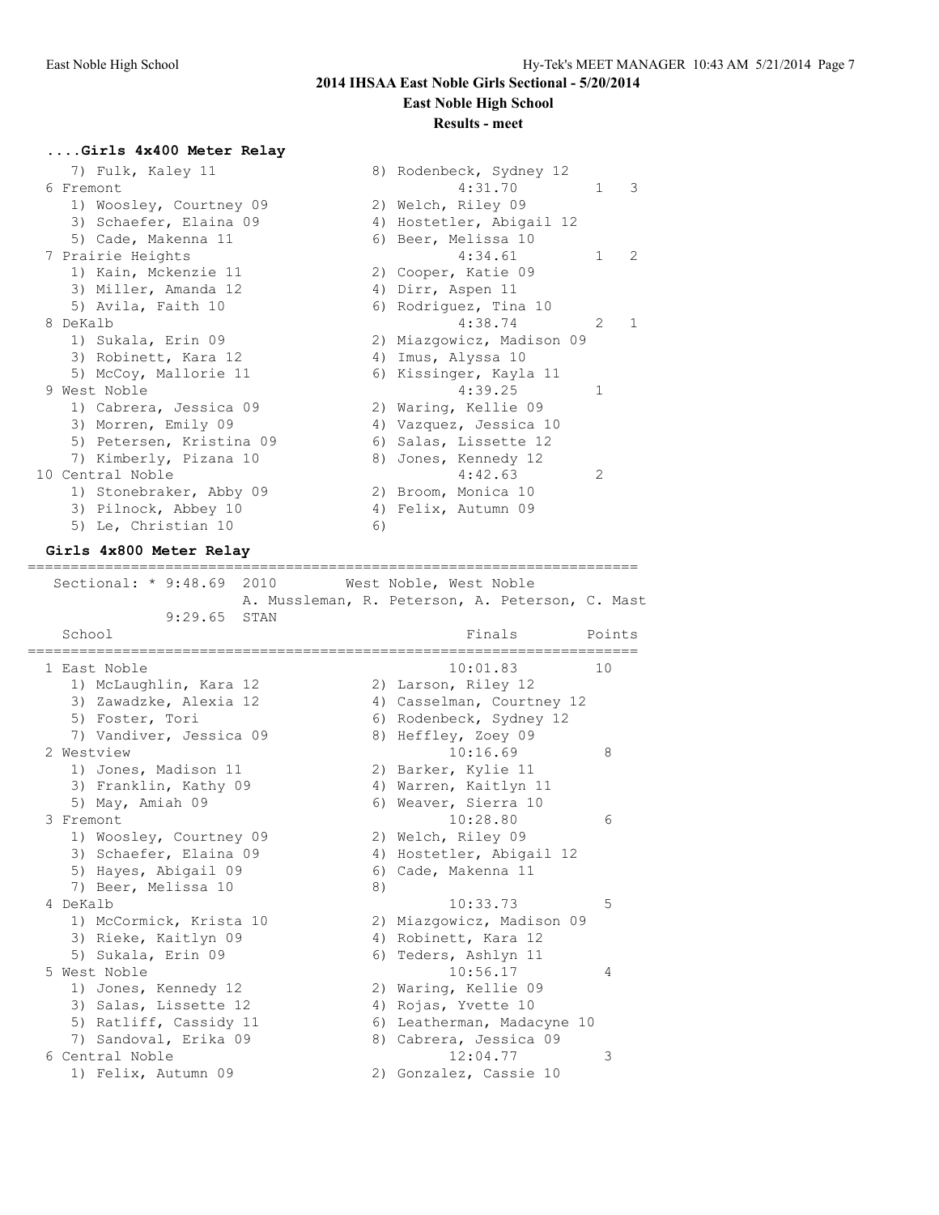## 2014 IHSAA East Noble Girls Sectional - 5/20/2014

### East Noble High School

### Results - meet

#### ....Girls 4x400 Meter Relay

```
   7) Fulk, Kaley 11                   8) Rodenbeck, Sydney 12
 6 Fremont                                    4:31.70        1   3
   1) Woosley, Courtney 09             2) Welch, Riley 09
   3) Schaefer, Elaina 09              4) Hostetler, Abigail 12
   5) Cade, Makenna 11                 6) Beer, Melissa 10
 7 Prairie Heights                            4:34.61        1   2
   1) Kain, Mckenzie 11                2) Cooper, Katie 09
   3) Miller, Amanda 12                4) Dirr, Aspen 11
   5) Avila, Faith 10                  6) Rodriguez, Tina 10
 8 DeKalb                                     4:38.74        2   1
   1) Sukala, Erin 09                  2) Miazgowicz, Madison 09
   3) Robinett, Kara 12                4) Imus, Alyssa 10
   5) McCoy, Mallorie 11               6) Kissinger, Kayla 11
 9 West Noble                                 4:39.25        1
   1) Cabrera, Jessica 09              2) Waring, Kellie 09
   3) Morren, Emily 09                 4) Vazquez, Jessica 10
   5) Petersen, Kristina 09            6) Salas, Lissette 12
   7) Kimberly, Pizana 10              8) Jones, Kennedy 12
10 Central Noble                              4:42.63        2
   1) Stonebraker, Abby 09             2) Broom, Monica 10
   3) Pilnock, Abbey 10                4) Felix, Autumn 09
   5) Le, Christian 10                 6)
```

#### Girls 4x800 Meter Relay

```
=======================================================================
   Sectional: * 9:48.69  2010        West Noble, West Noble
                         A. Mussleman, R. Peterson, A. Peterson, C. Mast
             9:29.65  STAN
    School                                          Finals        Points
=======================================================================
  1 East Noble                                    10:01.83        10
    1) McLaughlin, Kara 12             2) Larson, Riley 12
    3) Zawadzke, Alexia 12             4) Casselman, Courtney 12
    5) Foster, Tori                    6) Rodenbeck, Sydney 12
    7) Vandiver, Jessica 09            8) Heffley, Zoey 09
  2 Westview                                      10:16.69         8
    1) Jones, Madison 11               2) Barker, Kylie 11
    3) Franklin, Kathy 09              4) Warren, Kaitlyn 11
    5) May, Amiah 09                   6) Weaver, Sierra 10
  3 Fremont                                       10:28.80         6
    1) Woosley, Courtney 09            2) Welch, Riley 09
    3) Schaefer, Elaina 09             4) Hostetler, Abigail 12
    5) Hayes, Abigail 09               6) Cade, Makenna 11
    7) Beer, Melissa 10                8)
  4 DeKalb                                        10:33.73         5
    1) McCormick, Krista 10            2) Miazgowicz, Madison 09
    3) Rieke, Kaitlyn 09               4) Robinett, Kara 12
    5) Sukala, Erin 09                 6) Teders, Ashlyn 11
  5 West Noble                                    10:56.17         4
    1) Jones, Kennedy 12               2) Waring, Kellie 09
    3) Salas, Lissette 12              4) Rojas, Yvette 10
    5) Ratliff, Cassidy 11             6) Leatherman, Madacyne 10
    7) Sandoval, Erika 09              8) Cabrera, Jessica 09
  6 Central Noble                                 12:04.77         3
    1) Felix, Autumn 09                2) Gonzalez, Cassie 10
```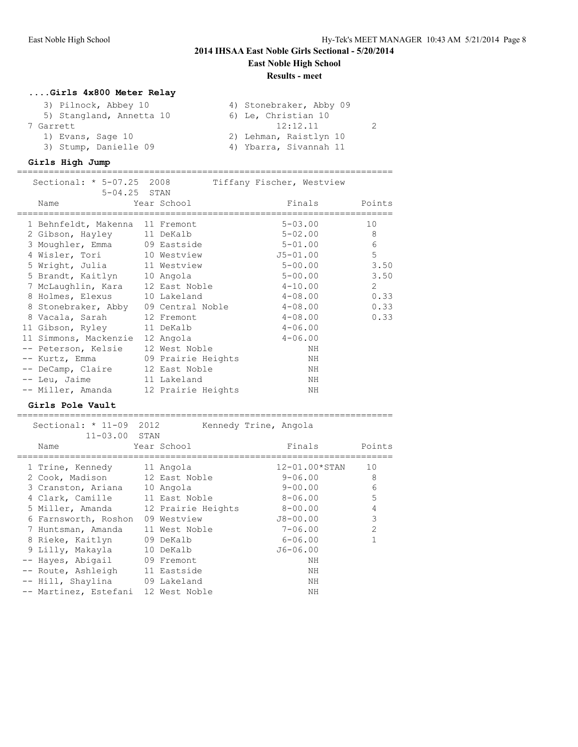# 2014 IHSAA East Noble Girls Sectional - 5/20/2014

**East Noble High School**

**Results - meet**

### ....Girls 4x800 Meter Relay

3) Pilnock, Abbey 10 — 4) Stonebraker, Abby 09
5) Stangland, Annetta 10 — 6) Le, Christian 10

7 Garrett — 12:12.11 — 2

1) Evans, Sage 10 — 2) Lehman, Raistlyn 10
3) Stump, Danielle 09 — 4) Ybarra, Sivannah 11

### Girls High Jump

Sectional: * 5-07.25 2008 Tiffany Fischer, Westview
5-04.25 STAN

| Name | Year | School | Finals | Points |
|---|---|---|---|---|
| 1 Behnfeldt, Makenna | 11 | Fremont | 5-03.00 | 10 |
| 2 Gibson, Hayley | 11 | DeKalb | 5-02.00 | 8 |
| 3 Moughler, Emma | 09 | Eastside | 5-01.00 | 6 |
| 4 Wisler, Tori | 10 | Westview | J5-01.00 | 5 |
| 5 Wright, Julia | 11 | Westview | 5-00.00 | 3.50 |
| 5 Brandt, Kaitlyn | 10 | Angola | 5-00.00 | 3.50 |
| 7 McLaughlin, Kara | 12 | East Noble | 4-10.00 | 2 |
| 8 Holmes, Elexus | 10 | Lakeland | 4-08.00 | 0.33 |
| 8 Stonebraker, Abby | 09 | Central Noble | 4-08.00 | 0.33 |
| 8 Vacala, Sarah | 12 | Fremont | 4-08.00 | 0.33 |
| 11 Gibson, Ryley | 11 | DeKalb | 4-06.00 | |
| 11 Simmons, Mackenzie | 12 | Angola | 4-06.00 | |
| -- Peterson, Kelsie | 12 | West Noble | NH | |
| -- Kurtz, Emma | 09 | Prairie Heights | NH | |
| -- DeCamp, Claire | 12 | East Noble | NH | |
| -- Leu, Jaime | 11 | Lakeland | NH | |
| -- Miller, Amanda | 12 | Prairie Heights | NH | |

### Girls Pole Vault

Sectional: * 11-09 2012 Kennedy Trine, Angola
11-03.00 STAN

| Name | Year | School | Finals | Points |
|---|---|---|---|---|
| 1 Trine, Kennedy | 11 | Angola | 12-01.00*STAN | 10 |
| 2 Cook, Madison | 12 | East Noble | 9-06.00 | 8 |
| 3 Cranston, Ariana | 10 | Angola | 9-00.00 | 6 |
| 4 Clark, Camille | 11 | East Noble | 8-06.00 | 5 |
| 5 Miller, Amanda | 12 | Prairie Heights | 8-00.00 | 4 |
| 6 Farnsworth, Roshon | 09 | Westview | J8-00.00 | 3 |
| 7 Huntsman, Amanda | 11 | West Noble | 7-06.00 | 2 |
| 8 Rieke, Kaitlyn | 09 | DeKalb | 6-06.00 | 1 |
| 9 Lilly, Makayla | 10 | DeKalb | J6-06.00 | |
| -- Hayes, Abigail | 09 | Fremont | NH | |
| -- Route, Ashleigh | 11 | Eastside | NH | |
| -- Hill, Shaylina | 09 | Lakeland | NH | |
| -- Martinez, Estefani | 12 | West Noble | NH | |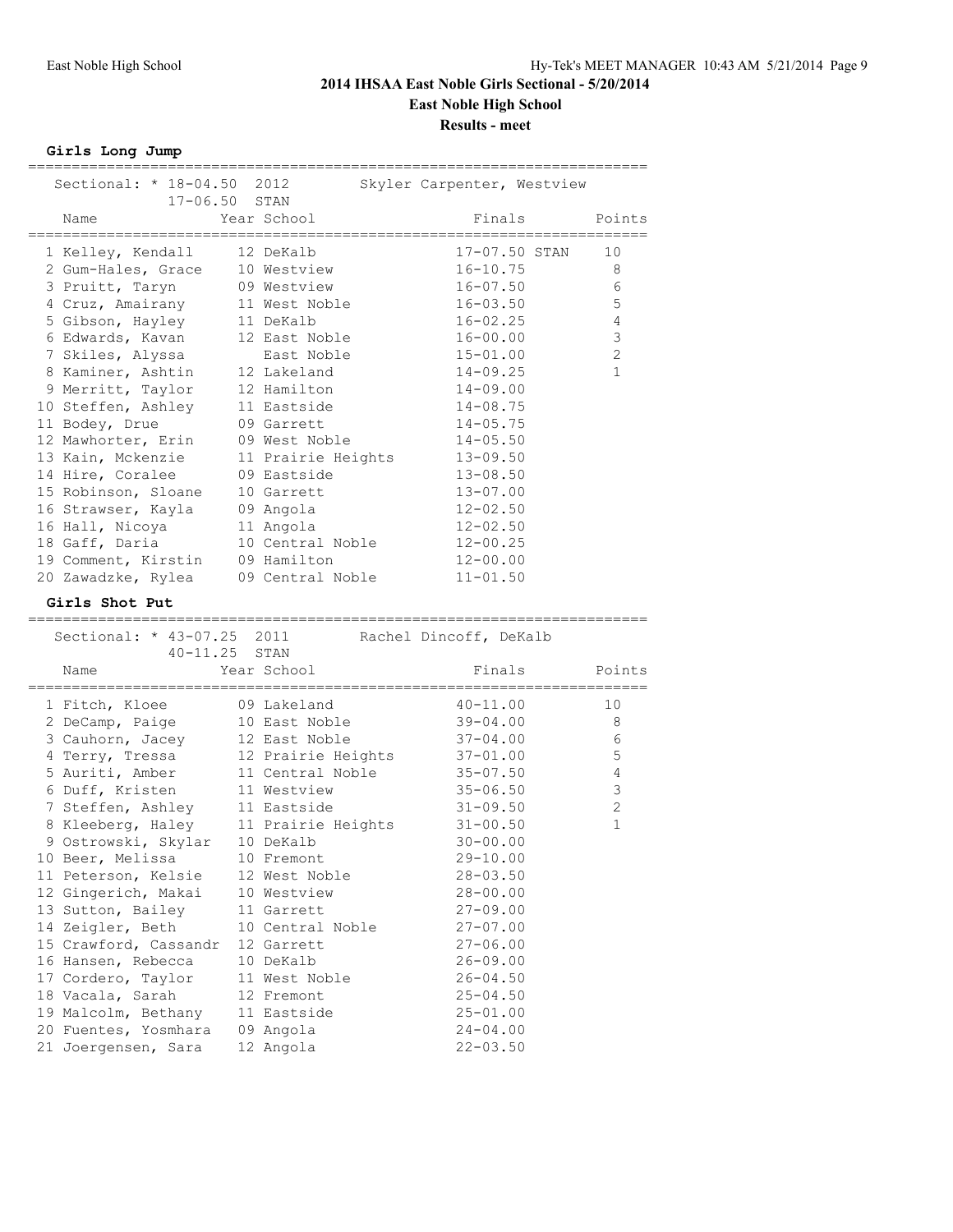## 2014 IHSAA East Noble Girls Sectional - 5/20/2014

### East Noble High School

### Results - meet

#### Girls Long Jump

Sectional: * 18-04.50 2012 Skyler Carpenter, Westview
17-06.50 STAN

| | Name | Year | School | Finals | | Points |
|---|---|---|---|---|---|---|
| 1 | Kelley, Kendall | 12 | DeKalb | 17-07.50 | STAN | 10 |
| 2 | Gum-Hales, Grace | 10 | Westview | 16-10.75 | | 8 |
| 3 | Pruitt, Taryn | 09 | Westview | 16-07.50 | | 6 |
| 4 | Cruz, Amairany | 11 | West Noble | 16-03.50 | | 5 |
| 5 | Gibson, Hayley | 11 | DeKalb | 16-02.25 | | 4 |
| 6 | Edwards, Kavan | 12 | East Noble | 16-00.00 | | 3 |
| 7 | Skiles, Alyssa | | East Noble | 15-01.00 | | 2 |
| 8 | Kaminer, Ashtin | 12 | Lakeland | 14-09.25 | | 1 |
| 9 | Merritt, Taylor | 12 | Hamilton | 14-09.00 | | |
| 10 | Steffen, Ashley | 11 | Eastside | 14-08.75 | | |
| 11 | Bodey, Drue | 09 | Garrett | 14-05.75 | | |
| 12 | Mawhorter, Erin | 09 | West Noble | 14-05.50 | | |
| 13 | Kain, Mckenzie | 11 | Prairie Heights | 13-09.50 | | |
| 14 | Hire, Coralee | 09 | Eastside | 13-08.50 | | |
| 15 | Robinson, Sloane | 10 | Garrett | 13-07.00 | | |
| 16 | Strawser, Kayla | 09 | Angola | 12-02.50 | | |
| 16 | Hall, Nicoya | 11 | Angola | 12-02.50 | | |
| 18 | Gaff, Daria | 10 | Central Noble | 12-00.25 | | |
| 19 | Comment, Kirstin | 09 | Hamilton | 12-00.00 | | |
| 20 | Zawadzke, Rylea | 09 | Central Noble | 11-01.50 | | |

#### Girls Shot Put

Sectional: * 43-07.25 2011 Rachel Dincoff, DeKalb
40-11.25 STAN

| | Name | Year | School | Finals | Points |
|---|---|---|---|---|---|
| 1 | Fitch, Kloee | 09 | Lakeland | 40-11.00 | 10 |
| 2 | DeCamp, Paige | 10 | East Noble | 39-04.00 | 8 |
| 3 | Cauhorn, Jacey | 12 | East Noble | 37-04.00 | 6 |
| 4 | Terry, Tressa | 12 | Prairie Heights | 37-01.00 | 5 |
| 5 | Auriti, Amber | 11 | Central Noble | 35-07.50 | 4 |
| 6 | Duff, Kristen | 11 | Westview | 35-06.50 | 3 |
| 7 | Steffen, Ashley | 11 | Eastside | 31-09.50 | 2 |
| 8 | Kleeberg, Haley | 11 | Prairie Heights | 31-00.50 | 1 |
| 9 | Ostrowski, Skylar | 10 | DeKalb | 30-00.00 | |
| 10 | Beer, Melissa | 10 | Fremont | 29-10.00 | |
| 11 | Peterson, Kelsie | 12 | West Noble | 28-03.50 | |
| 12 | Gingerich, Makai | 10 | Westview | 28-00.00 | |
| 13 | Sutton, Bailey | 11 | Garrett | 27-09.00 | |
| 14 | Zeigler, Beth | 10 | Central Noble | 27-07.00 | |
| 15 | Crawford, Cassandr | 12 | Garrett | 27-06.00 | |
| 16 | Hansen, Rebecca | 10 | DeKalb | 26-09.00 | |
| 17 | Cordero, Taylor | 11 | West Noble | 26-04.50 | |
| 18 | Vacala, Sarah | 12 | Fremont | 25-04.50 | |
| 19 | Malcolm, Bethany | 11 | Eastside | 25-01.00 | |
| 20 | Fuentes, Yosmhara | 09 | Angola | 24-04.00 | |
| 21 | Joergensen, Sara | 12 | Angola | 22-03.50 | |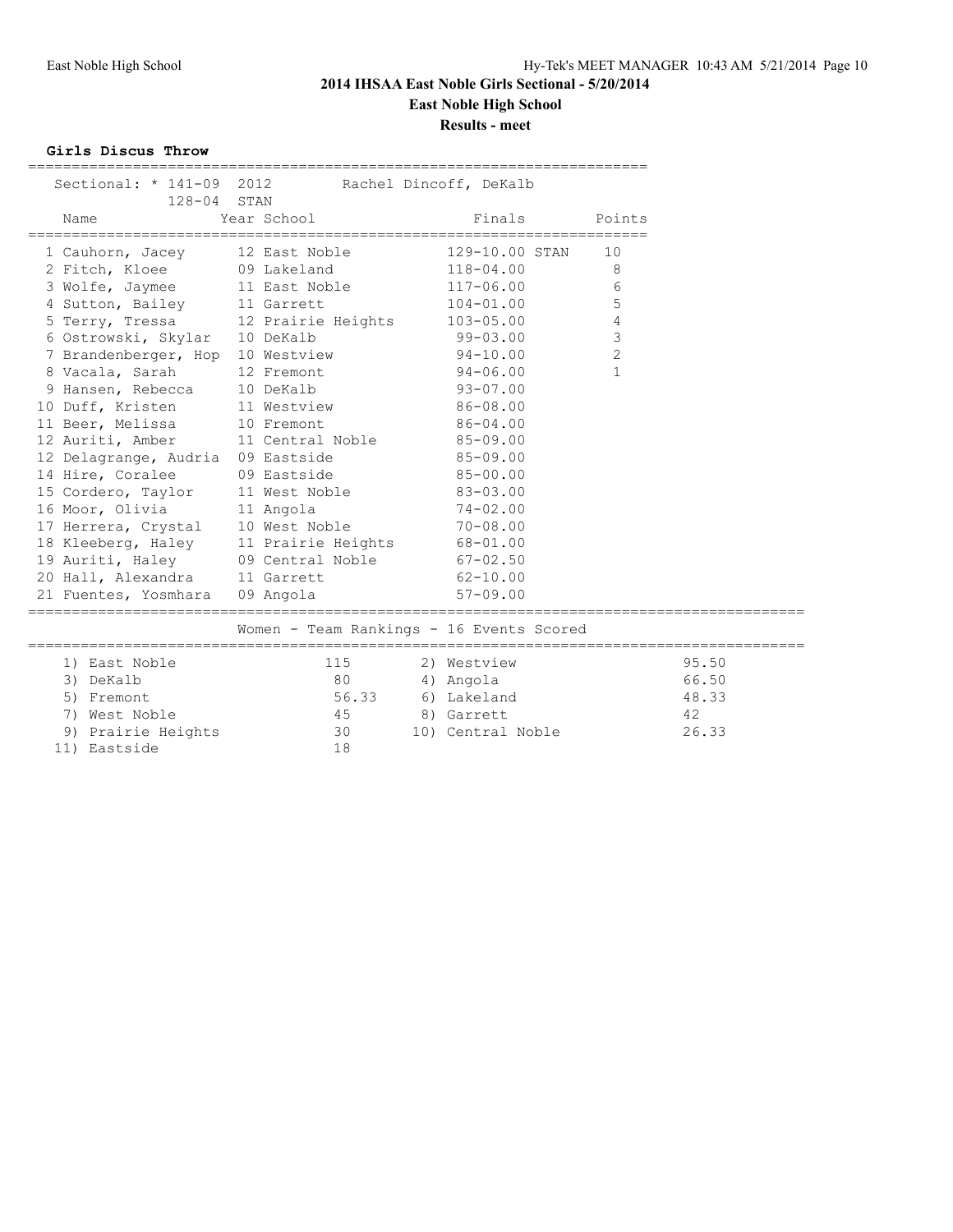## 2014 IHSAA East Noble Girls Sectional - 5/20/2014

### East Noble High School

### Results - meet

**Girls Discus Throw**

Sectional: * 141-09 2012 Rachel Dincoff, DeKalb
128-04 STAN

| Name | Year | School | Finals | Points |
|---|---|---|---|---|
| 1 Cauhorn, Jacey | 12 | East Noble | 129-10.00 STAN | 10 |
| 2 Fitch, Kloee | 09 | Lakeland | 118-04.00 | 8 |
| 3 Wolfe, Jaymee | 11 | East Noble | 117-06.00 | 6 |
| 4 Sutton, Bailey | 11 | Garrett | 104-01.00 | 5 |
| 5 Terry, Tressa | 12 | Prairie Heights | 103-05.00 | 4 |
| 6 Ostrowski, Skylar | 10 | DeKalb | 99-03.00 | 3 |
| 7 Brandenberger, Hop | 10 | Westview | 94-10.00 | 2 |
| 8 Vacala, Sarah | 12 | Fremont | 94-06.00 | 1 |
| 9 Hansen, Rebecca | 10 | DeKalb | 93-07.00 | |
| 10 Duff, Kristen | 11 | Westview | 86-08.00 | |
| 11 Beer, Melissa | 10 | Fremont | 86-04.00 | |
| 12 Auriti, Amber | 11 | Central Noble | 85-09.00 | |
| 12 Delagrange, Audria | 09 | Eastside | 85-09.00 | |
| 14 Hire, Coralee | 09 | Eastside | 85-00.00 | |
| 15 Cordero, Taylor | 11 | West Noble | 83-03.00 | |
| 16 Moor, Olivia | 11 | Angola | 74-02.00 | |
| 17 Herrera, Crystal | 10 | West Noble | 70-08.00 | |
| 18 Kleeberg, Haley | 11 | Prairie Heights | 68-01.00 | |
| 19 Auriti, Haley | 09 | Central Noble | 67-02.50 | |
| 20 Hall, Alexandra | 11 | Garrett | 62-10.00 | |
| 21 Fuentes, Yosmhara | 09 | Angola | 57-09.00 | |

**Women - Team Rankings - 16 Events Scored**

| Rank | Team | Points | Rank | Team | Points |
|---|---|---|---|---|---|
| 1) | East Noble | 115 | 2) | Westview | 95.50 |
| 3) | DeKalb | 80 | 4) | Angola | 66.50 |
| 5) | Fremont | 56.33 | 6) | Lakeland | 48.33 |
| 7) | West Noble | 45 | 8) | Garrett | 42 |
| 9) | Prairie Heights | 30 | 10) | Central Noble | 26.33 |
| 11) | Eastside | 18 | | | |